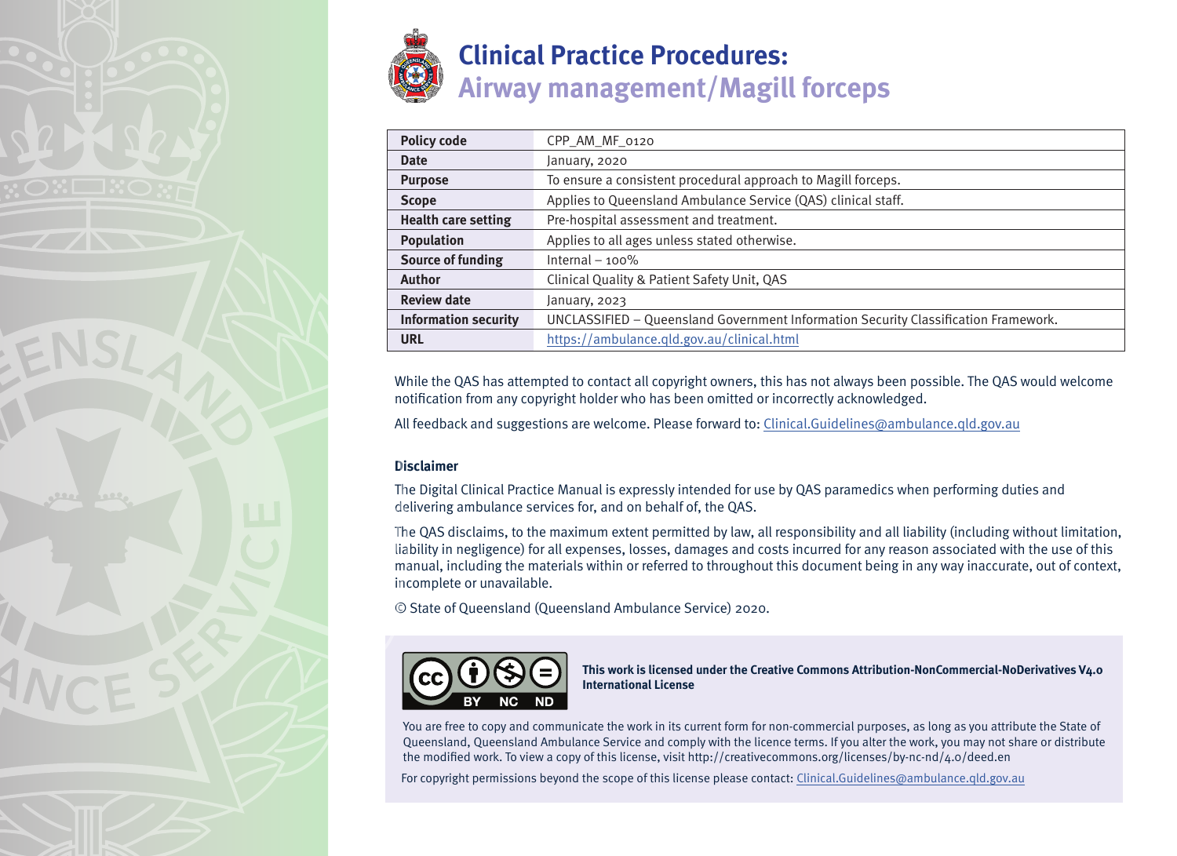# Clinical Practice Procedures: Airway management/Magill forceps

| Policy code | CPP_AM_MF_0120 |
|---|---|
| Date | January, 2020 |
| Purpose | To ensure a consistent procedural approach to Magill forceps. |
| Scope | Applies to Queensland Ambulance Service (QAS) clinical staff. |
| Health care setting | Pre-hospital assessment and treatment. |
| Population | Applies to all ages unless stated otherwise. |
| Source of funding | Internal – 100% |
| Author | Clinical Quality & Patient Safety Unit, QAS |
| Review date | January, 2023 |
| Information security | UNCLASSIFIED – Queensland Government Information Security Classification Framework. |
| URL | https://ambulance.qld.gov.au/clinical.html |

While the QAS has attempted to contact all copyright owners, this has not always been possible. The QAS would welcome notification from any copyright holder who has been omitted or incorrectly acknowledged.

All feedback and suggestions are welcome. Please forward to: Clinical.Guidelines@ambulance.qld.gov.au

### Disclaimer

The Digital Clinical Practice Manual is expressly intended for use by QAS paramedics when performing duties and delivering ambulance services for, and on behalf of, the QAS.

The QAS disclaims, to the maximum extent permitted by law, all responsibility and all liability (including without limitation, liability in negligence) for all expenses, losses, damages and costs incurred for any reason associated with the use of this manual, including the materials within or referred to throughout this document being in any way inaccurate, out of context, incomplete or unavailable.

© State of Queensland (Queensland Ambulance Service) 2020.

**This work is licensed under the Creative Commons Attribution-NonCommercial-NoDerivatives V4.0 International License**

You are free to copy and communicate the work in its current form for non-commercial purposes, as long as you attribute the State of Queensland, Queensland Ambulance Service and comply with the licence terms. If you alter the work, you may not share or distribute the modified work. To view a copy of this license, visit http://creativecommons.org/licenses/by-nc-nd/4.0/deed.en

For copyright permissions beyond the scope of this license please contact: Clinical.Guidelines@ambulance.qld.gov.au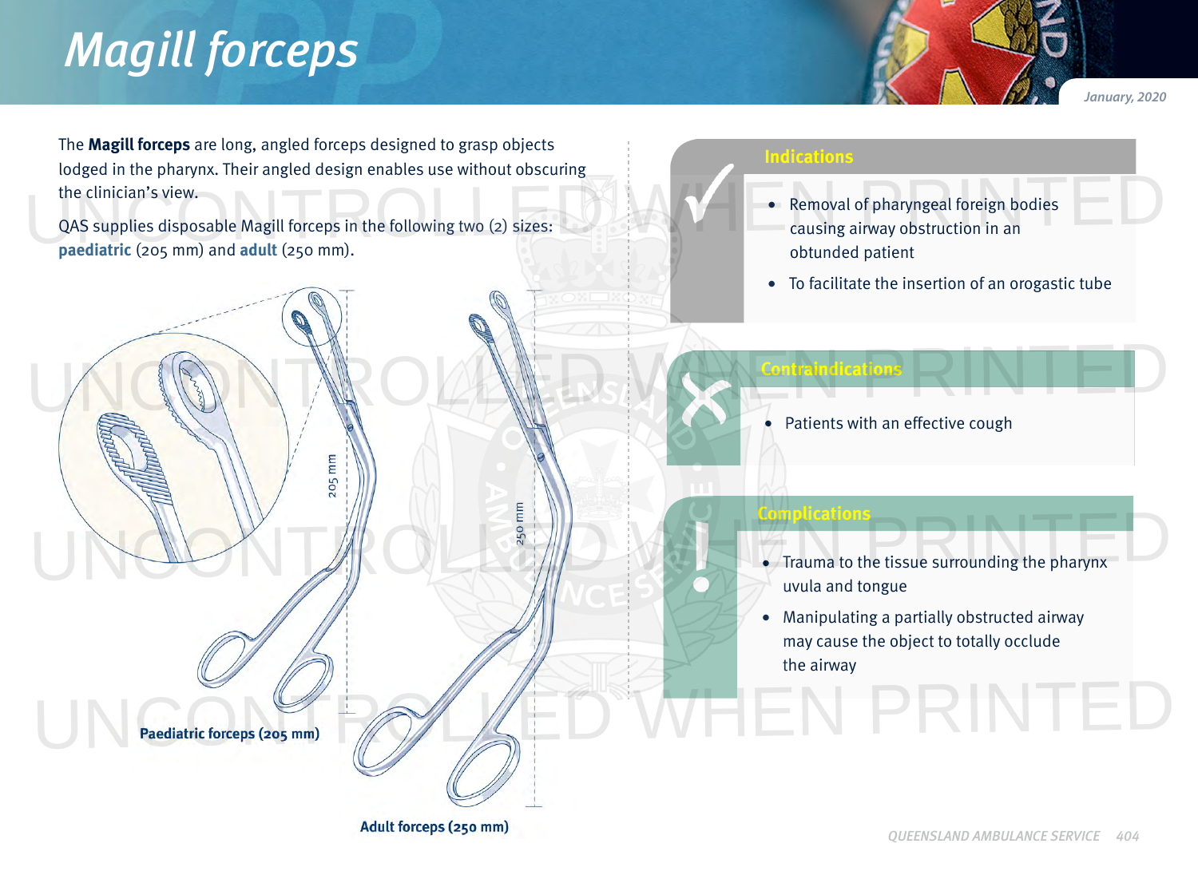# Magill forceps

January, 2020

The **Magill forceps** are long, angled forceps designed to grasp objects lodged in the pharynx. Their angled design enables use without obscuring the clinician's view.

QAS supplies disposable Magill forceps in the following two (2) sizes: **paediatric** (205 mm) and **adult** (250 mm).

205 mm

250 mm

**Paediatric forceps (205 mm)**

**Adult forceps (250 mm)**

## Indications

- Removal of pharyngeal foreign bodies causing airway obstruction in an obtunded patient
- To facilitate the insertion of an orogastic tube

## Contraindications

- Patients with an effective cough

## Complications

- Trauma to the tissue surrounding the pharynx uvula and tongue
- Manipulating a partially obstructed airway may cause the object to totally occlude the airway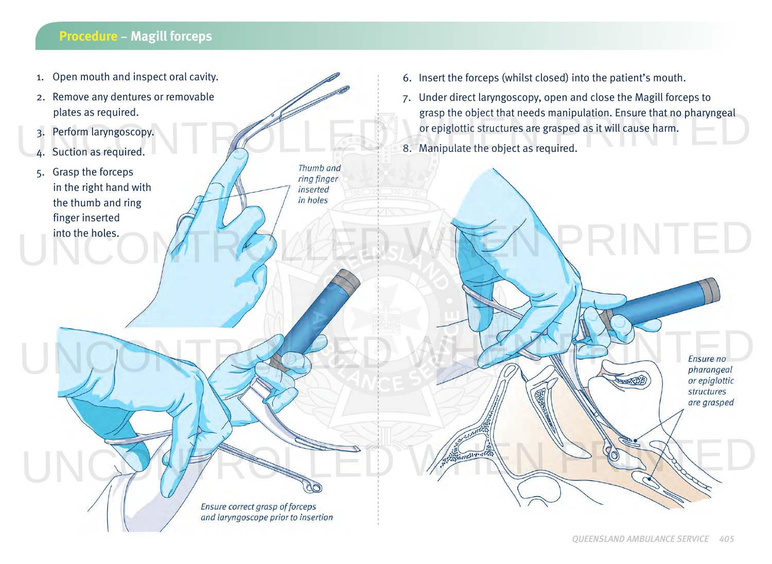## Procedure – Magill forceps

1. Open mouth and inspect oral cavity.
2. Remove any dentures or removable plates as required.
3. Perform laryngoscopy.
4. Suction as required.
5. Grasp the forceps in the right hand with the thumb and ring finger inserted into the holes.

*Thumb and ring finger inserted in holes*

*Ensure correct grasp of forceps and laryngoscope prior to insertion*

6. Insert the forceps (whilst closed) into the patient's mouth.
7. Under direct laryngoscopy, open and close the Magill forceps to grasp the object that needs manipulation. Ensure that no pharyngeal or epiglottic structures are grasped as it will cause harm.
8. Manipulate the object as required.

*Ensure no pharangeal or epiglottic structures are grasped*